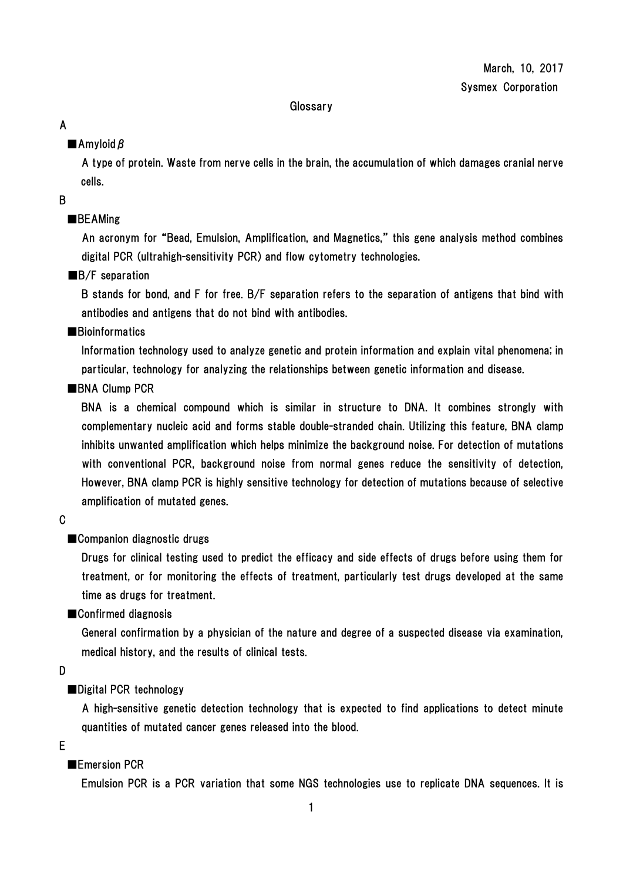March, 10, 2017

Sysmex Corporation

# Glossary

## A

### ■Amyloid$\beta$

A type of protein. Waste from nerve cells in the brain, the accumulation of which damages cranial nerve cells.

## B

### ■BEAMing

An acronym for "Bead, Emulsion, Amplification, and Magnetics," this gene analysis method combines digital PCR (ultrahigh-sensitivity PCR) and flow cytometry technologies.

### ■B/F separation

B stands for bond, and F for free. B/F separation refers to the separation of antigens that bind with antibodies and antigens that do not bind with antibodies.

### ■Bioinformatics

Information technology used to analyze genetic and protein information and explain vital phenomena; in particular, technology for analyzing the relationships between genetic information and disease.

### ■BNA Clump PCR

BNA is a chemical compound which is similar in structure to DNA. It combines strongly with complementary nucleic acid and forms stable double-stranded chain. Utilizing this feature, BNA clamp inhibits unwanted amplification which helps minimize the background noise. For detection of mutations with conventional PCR, background noise from normal genes reduce the sensitivity of detection, However, BNA clamp PCR is highly sensitive technology for detection of mutations because of selective amplification of mutated genes.

## C

### ■Companion diagnostic drugs

Drugs for clinical testing used to predict the efficacy and side effects of drugs before using them for treatment, or for monitoring the effects of treatment, particularly test drugs developed at the same time as drugs for treatment.

### ■Confirmed diagnosis

General confirmation by a physician of the nature and degree of a suspected disease via examination, medical history, and the results of clinical tests.

## D

### ■Digital PCR technology

A high-sensitive genetic detection technology that is expected to find applications to detect minute quantities of mutated cancer genes released into the blood.

## E

### ■Emersion PCR

Emulsion PCR is a PCR variation that some NGS technologies use to replicate DNA sequences. It is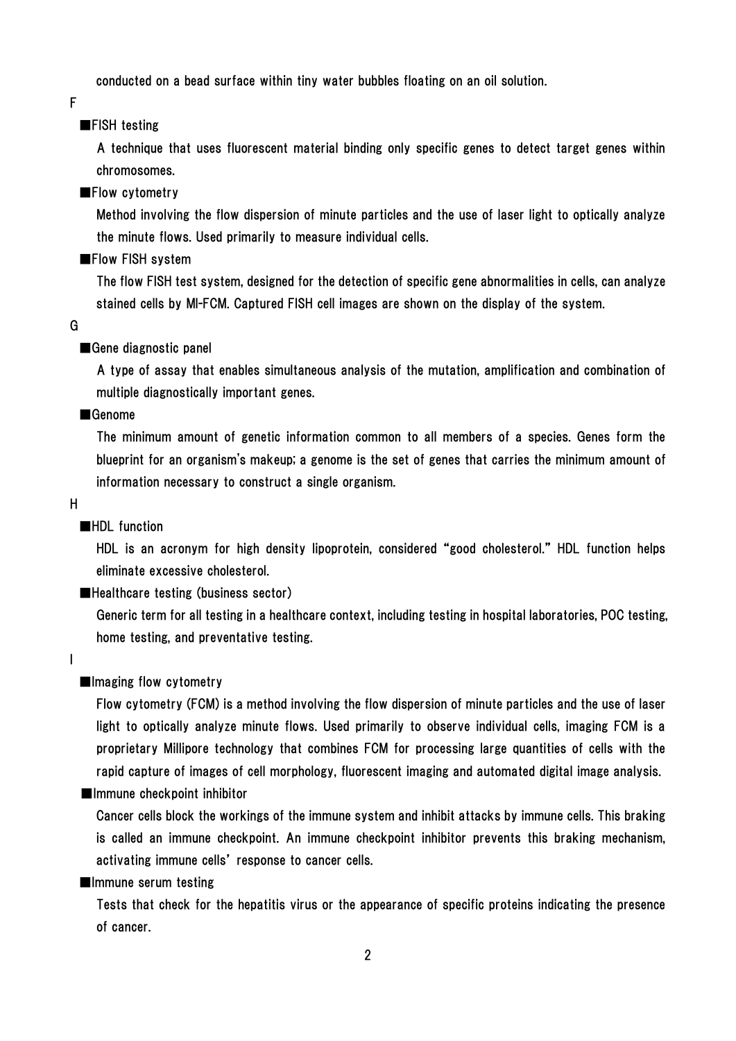conducted on a bead surface within tiny water bubbles floating on an oil solution.

## F

### ■FISH testing

A technique that uses fluorescent material binding only specific genes to detect target genes within chromosomes.

### ■Flow cytometry

Method involving the flow dispersion of minute particles and the use of laser light to optically analyze the minute flows. Used primarily to measure individual cells.

### ■Flow FISH system

The flow FISH test system, designed for the detection of specific gene abnormalities in cells, can analyze stained cells by MI-FCM. Captured FISH cell images are shown on the display of the system.

## G

### ■Gene diagnostic panel

A type of assay that enables simultaneous analysis of the mutation, amplification and combination of multiple diagnostically important genes.

### ■Genome

The minimum amount of genetic information common to all members of a species. Genes form the blueprint for an organism's makeup; a genome is the set of genes that carries the minimum amount of information necessary to construct a single organism.

## H

### ■HDL function

HDL is an acronym for high density lipoprotein, considered "good cholesterol." HDL function helps eliminate excessive cholesterol.

### ■Healthcare testing (business sector)

Generic term for all testing in a healthcare context, including testing in hospital laboratories, POC testing, home testing, and preventative testing.

## I

### ■Imaging flow cytometry

Flow cytometry (FCM) is a method involving the flow dispersion of minute particles and the use of laser light to optically analyze minute flows. Used primarily to observe individual cells, imaging FCM is a proprietary Millipore technology that combines FCM for processing large quantities of cells with the rapid capture of images of cell morphology, fluorescent imaging and automated digital image analysis.

### ■Immune checkpoint inhibitor

Cancer cells block the workings of the immune system and inhibit attacks by immune cells. This braking is called an immune checkpoint. An immune checkpoint inhibitor prevents this braking mechanism, activating immune cells' response to cancer cells.

### ■Immune serum testing

Tests that check for the hepatitis virus or the appearance of specific proteins indicating the presence of cancer.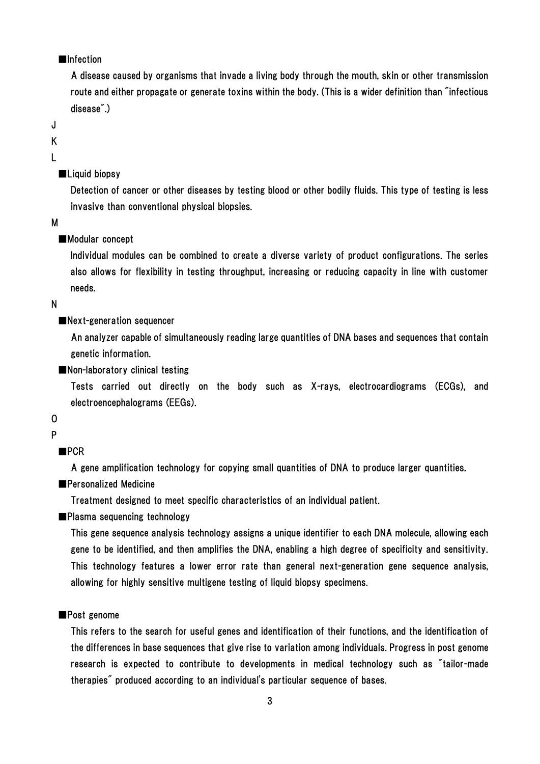## ■Infection

A disease caused by organisms that invade a living body through the mouth, skin or other transmission route and either propagate or generate toxins within the body. (This is a wider definition than "infectious disease".)

# J

# K

# L

## ■Liquid biopsy

Detection of cancer or other diseases by testing blood or other bodily fluids. This type of testing is less invasive than conventional physical biopsies.

# M

## ■Modular concept

Individual modules can be combined to create a diverse variety of product configurations. The series also allows for flexibility in testing throughput, increasing or reducing capacity in line with customer needs.

# N

## ■Next-generation sequencer

An analyzer capable of simultaneously reading large quantities of DNA bases and sequences that contain genetic information.

## ■Non-laboratory clinical testing

Tests carried out directly on the body such as X-rays, electrocardiograms (ECGs), and electroencephalograms (EEGs).

# O

# P

## ■PCR

A gene amplification technology for copying small quantities of DNA to produce larger quantities.

## ■Personalized Medicine

Treatment designed to meet specific characteristics of an individual patient.

## ■Plasma sequencing technology

This gene sequence analysis technology assigns a unique identifier to each DNA molecule, allowing each gene to be identified, and then amplifies the DNA, enabling a high degree of specificity and sensitivity. This technology features a lower error rate than general next-generation gene sequence analysis, allowing for highly sensitive multigene testing of liquid biopsy specimens.

## ■Post genome

This refers to the search for useful genes and identification of their functions, and the identification of the differences in base sequences that give rise to variation among individuals. Progress in post genome research is expected to contribute to developments in medical technology such as "tailor-made therapies" produced according to an individual's particular sequence of bases.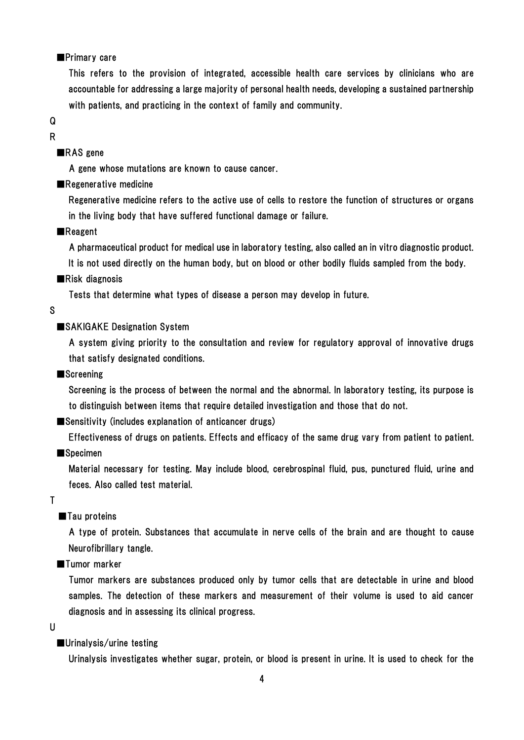■Primary care

This refers to the provision of integrated, accessible health care services by clinicians who are accountable for addressing a large majority of personal health needs, developing a sustained partnership with patients, and practicing in the context of family and community.

Q

R

■RAS gene

A gene whose mutations are known to cause cancer.

■Regenerative medicine

Regenerative medicine refers to the active use of cells to restore the function of structures or organs in the living body that have suffered functional damage or failure.

■Reagent

A pharmaceutical product for medical use in laboratory testing, also called an in vitro diagnostic product. It is not used directly on the human body, but on blood or other bodily fluids sampled from the body.

■Risk diagnosis

Tests that determine what types of disease a person may develop in future.

S

■SAKIGAKE Designation System

A system giving priority to the consultation and review for regulatory approval of innovative drugs that satisfy designated conditions.

■Screening

Screening is the process of between the normal and the abnormal. In laboratory testing, its purpose is to distinguish between items that require detailed investigation and those that do not.

■Sensitivity (includes explanation of anticancer drugs)

Effectiveness of drugs on patients. Effects and efficacy of the same drug vary from patient to patient.

■Specimen

Material necessary for testing. May include blood, cerebrospinal fluid, pus, punctured fluid, urine and feces. Also called test material.

T

■Tau proteins

A type of protein. Substances that accumulate in nerve cells of the brain and are thought to cause Neurofibrillary tangle.

■Tumor marker

Tumor markers are substances produced only by tumor cells that are detectable in urine and blood samples. The detection of these markers and measurement of their volume is used to aid cancer diagnosis and in assessing its clinical progress.

U

■Urinalysis/urine testing

Urinalysis investigates whether sugar, protein, or blood is present in urine. It is used to check for the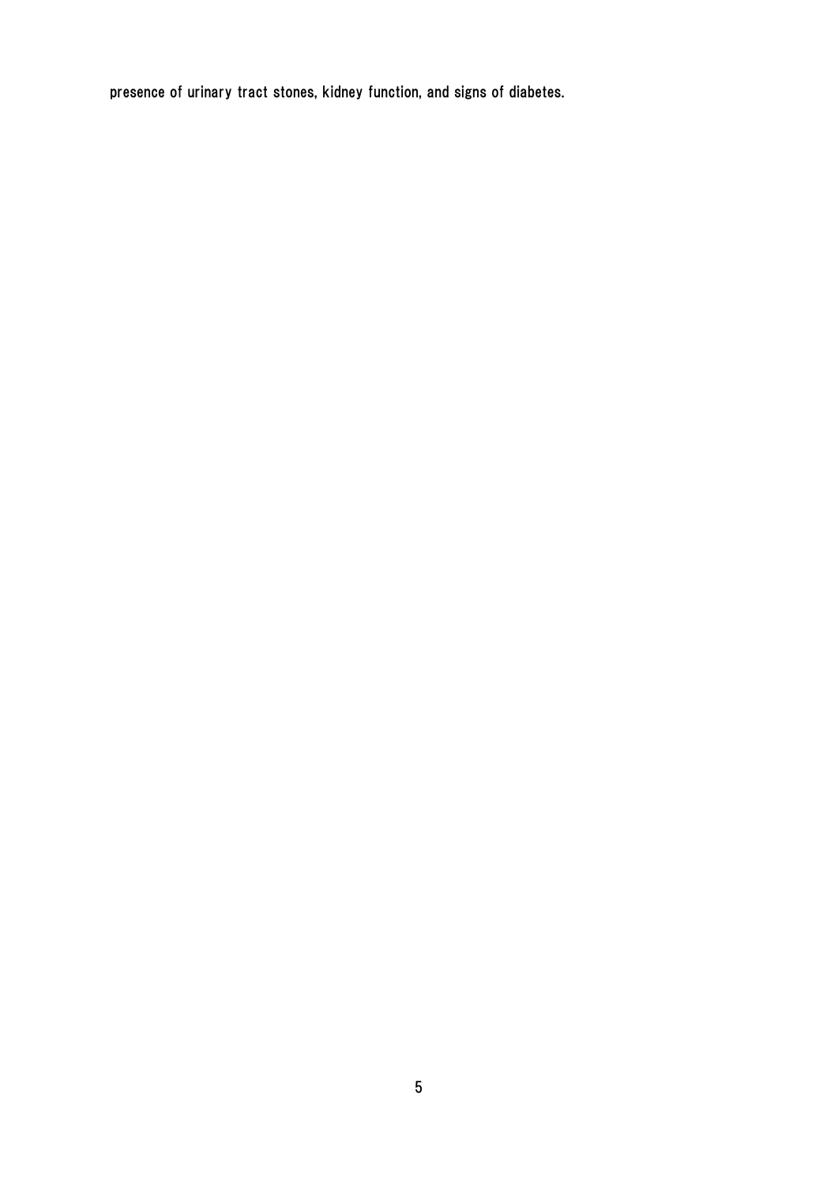presence of urinary tract stones, kidney function, and signs of diabetes.